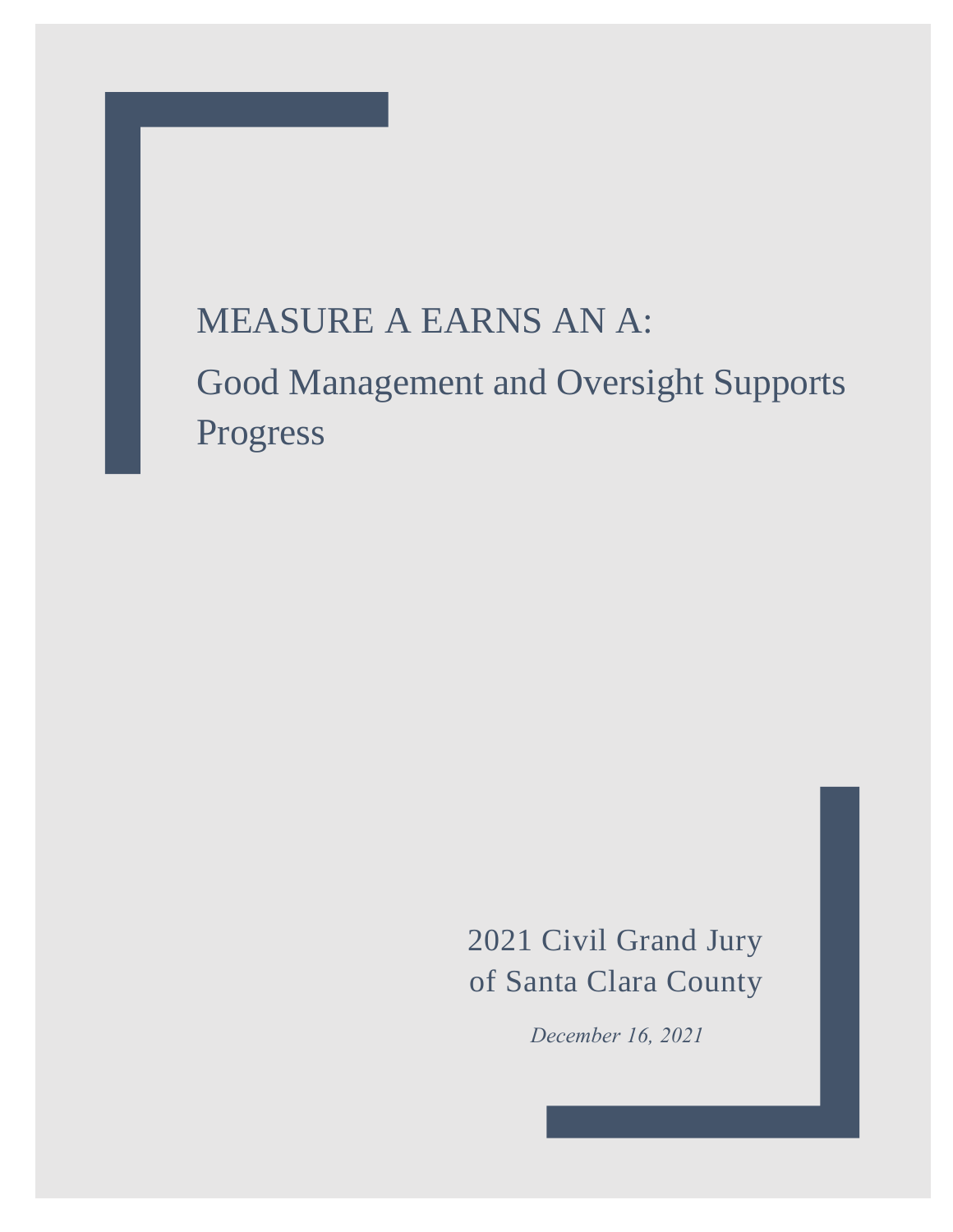# MEASURE A EARNS AN A:

## Good Management and Oversight Supports Progress

2021 Civil Grand Jury
of Santa Clara County

*December 16, 2021*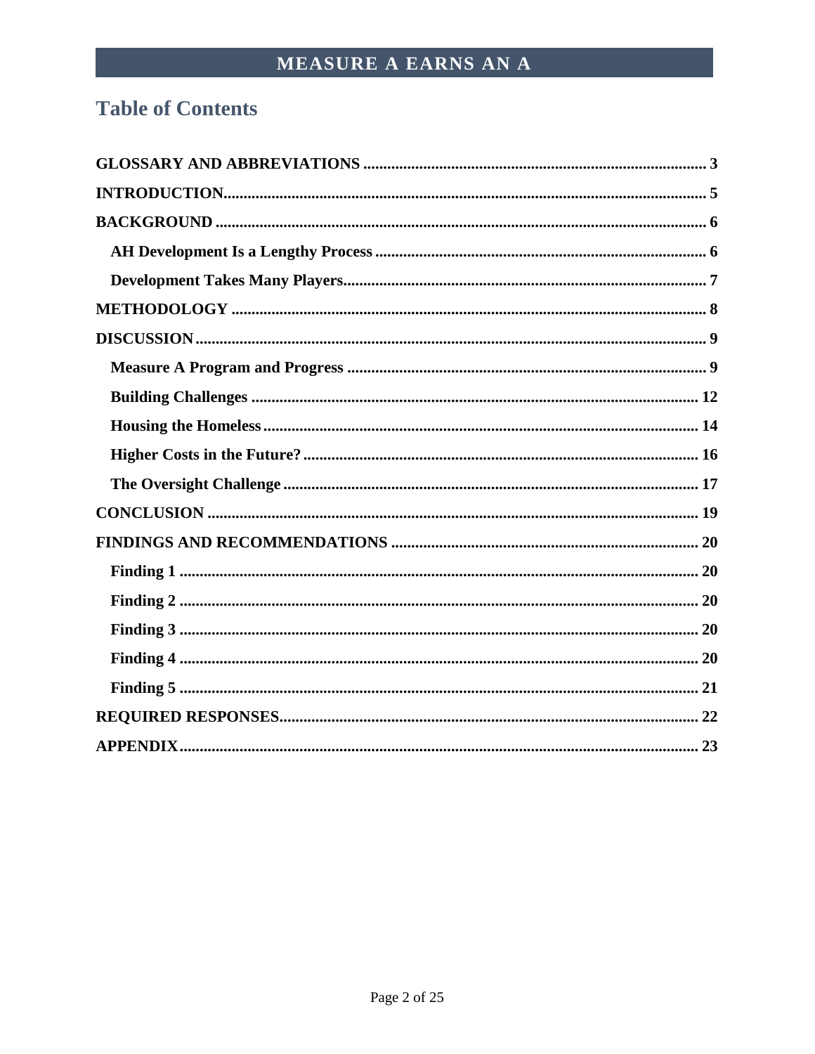# Table of Contents

**GLOSSARY AND ABBREVIATIONS** ..... 3

**INTRODUCTION** ..... 5

**BACKGROUND** ..... 6

- **AH Development Is a Lengthy Process** ..... 6
- **Development Takes Many Players** ..... 7

**METHODOLOGY** ..... 8

**DISCUSSION** ..... 9

- **Measure A Program and Progress** ..... 9
- **Building Challenges** ..... 12
- **Housing the Homeless** ..... 14
- **Higher Costs in the Future?** ..... 16
- **The Oversight Challenge** ..... 17

**CONCLUSION** ..... 19

**FINDINGS AND RECOMMENDATIONS** ..... 20

- **Finding 1** ..... 20
- **Finding 2** ..... 20
- **Finding 3** ..... 20
- **Finding 4** ..... 20
- **Finding 5** ..... 21

**REQUIRED RESPONSES** ..... 22

**APPENDIX** ..... 23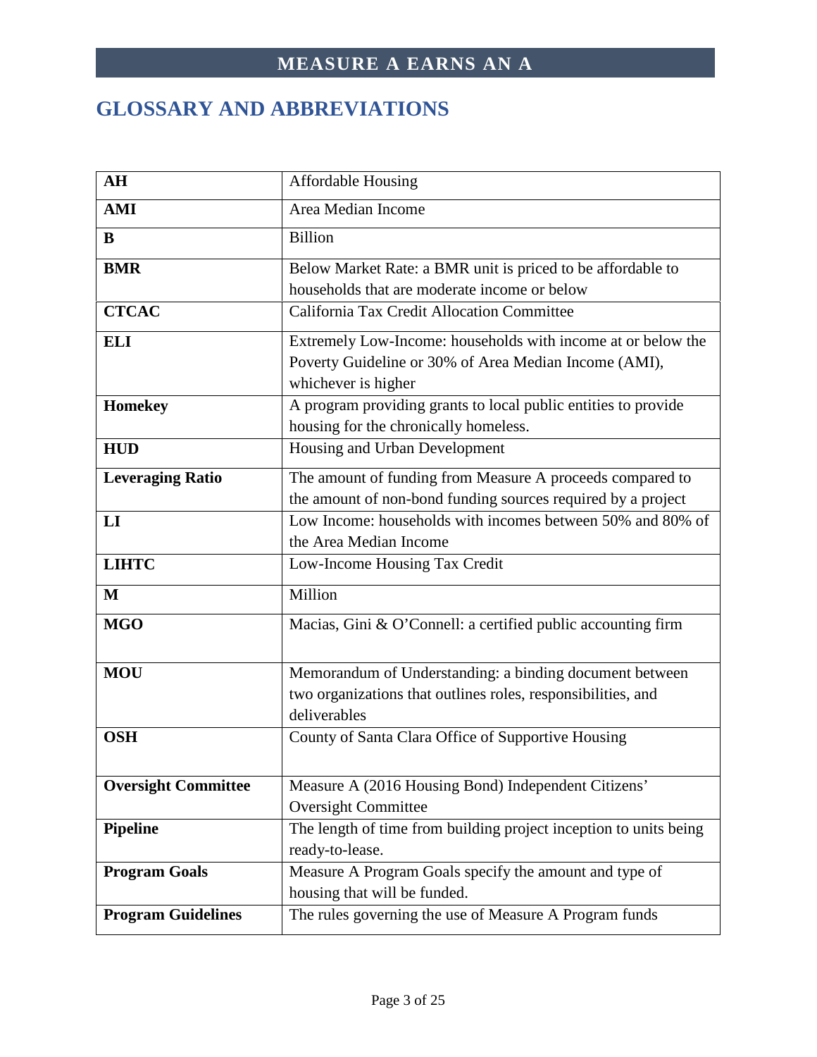## GLOSSARY AND ABBREVIATIONS

| | |
|---|---|
| **AH** | Affordable Housing |
| **AMI** | Area Median Income |
| **B** | Billion |
| **BMR** | Below Market Rate: a BMR unit is priced to be affordable to households that are moderate income or below |
| **CTCAC** | California Tax Credit Allocation Committee |
| **ELI** | Extremely Low-Income: households with income at or below the Poverty Guideline or 30% of Area Median Income (AMI), whichever is higher |
| **Homekey** | A program providing grants to local public entities to provide housing for the chronically homeless. |
| **HUD** | Housing and Urban Development |
| **Leveraging Ratio** | The amount of funding from Measure A proceeds compared to the amount of non-bond funding sources required by a project |
| **LI** | Low Income: households with incomes between 50% and 80% of the Area Median Income |
| **LIHTC** | Low-Income Housing Tax Credit |
| **M** | Million |
| **MGO** | Macias, Gini & O'Connell: a certified public accounting firm |
| **MOU** | Memorandum of Understanding: a binding document between two organizations that outlines roles, responsibilities, and deliverables |
| **OSH** | County of Santa Clara Office of Supportive Housing |
| **Oversight Committee** | Measure A (2016 Housing Bond) Independent Citizens' Oversight Committee |
| **Pipeline** | The length of time from building project inception to units being ready-to-lease. |
| **Program Goals** | Measure A Program Goals specify the amount and type of housing that will be funded. |
| **Program Guidelines** | The rules governing the use of Measure A Program funds |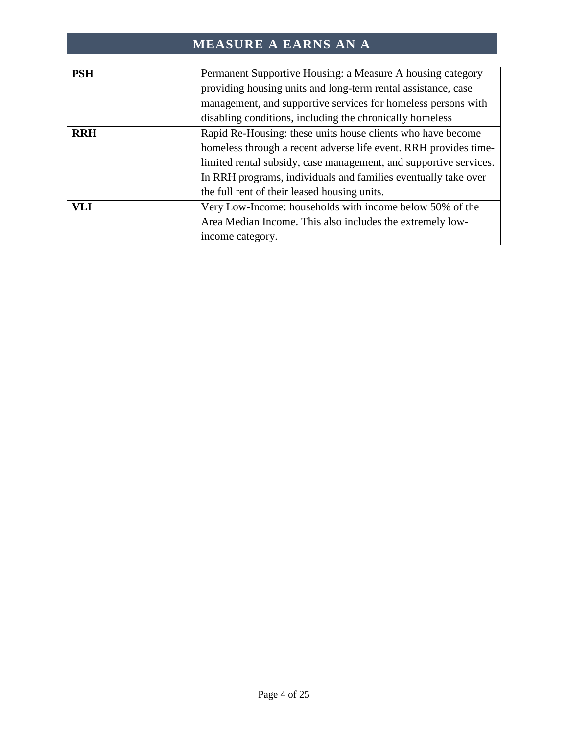| | |
|---|---|
| **PSH** | Permanent Supportive Housing: a Measure A housing category providing housing units and long-term rental assistance, case management, and supportive services for homeless persons with disabling conditions, including the chronically homeless |
| **RRH** | Rapid Re-Housing: these units house clients who have become homeless through a recent adverse life event. RRH provides time-limited rental subsidy, case management, and supportive services. In RRH programs, individuals and families eventually take over the full rent of their leased housing units. |
| **VLI** | Very Low-Income: households with income below 50% of the Area Median Income. This also includes the extremely low-income category. |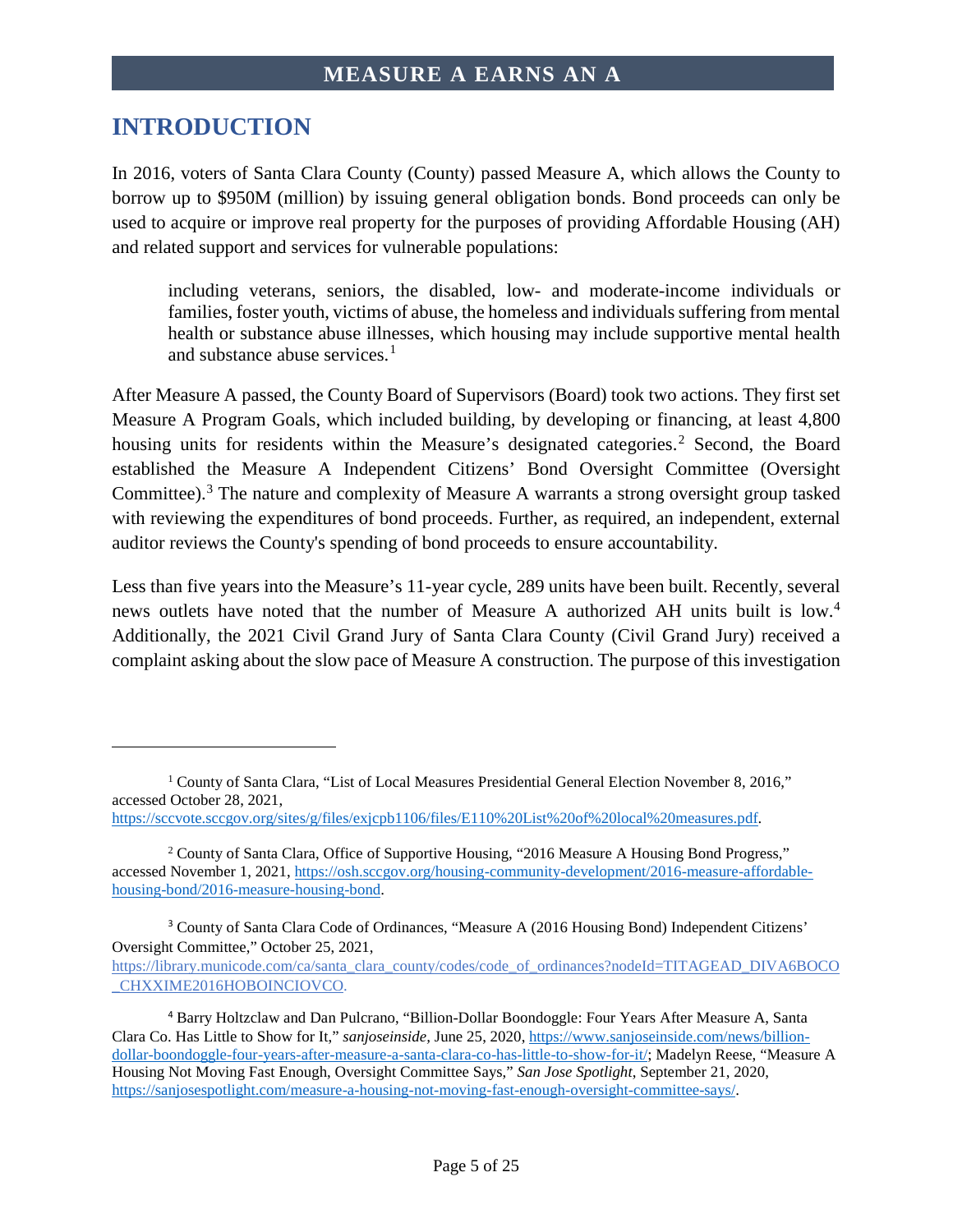# MEASURE A EARNS AN A

## INTRODUCTION

In 2016, voters of Santa Clara County (County) passed Measure A, which allows the County to borrow up to $950M (million) by issuing general obligation bonds. Bond proceeds can only be used to acquire or improve real property for the purposes of providing Affordable Housing (AH) and related support and services for vulnerable populations:

> including veterans, seniors, the disabled, low- and moderate-income individuals or families, foster youth, victims of abuse, the homeless and individuals suffering from mental health or substance abuse illnesses, which housing may include supportive mental health and substance abuse services.[1]

After Measure A passed, the County Board of Supervisors (Board) took two actions. They first set Measure A Program Goals, which included building, by developing or financing, at least 4,800 housing units for residents within the Measure's designated categories.[2] Second, the Board established the Measure A Independent Citizens' Bond Oversight Committee (Oversight Committee).[3] The nature and complexity of Measure A warrants a strong oversight group tasked with reviewing the expenditures of bond proceeds. Further, as required, an independent, external auditor reviews the County's spending of bond proceeds to ensure accountability.

Less than five years into the Measure's 11-year cycle, 289 units have been built. Recently, several news outlets have noted that the number of Measure A authorized AH units built is low.[4] Additionally, the 2021 Civil Grand Jury of Santa Clara County (Civil Grand Jury) received a complaint asking about the slow pace of Measure A construction. The purpose of this investigation

---

[1] County of Santa Clara, "List of Local Measures Presidential General Election November 8, 2016," accessed October 28, 2021, https://sccvote.sccgov.org/sites/g/files/exjcpb1106/files/E110%20List%20of%20local%20measures.pdf.

[2] County of Santa Clara, Office of Supportive Housing, "2016 Measure A Housing Bond Progress," accessed November 1, 2021, https://osh.sccgov.org/housing-community-development/2016-measure-affordable-housing-bond/2016-measure-housing-bond.

[3] County of Santa Clara Code of Ordinances, "Measure A (2016 Housing Bond) Independent Citizens' Oversight Committee," October 25, 2021, https://library.municode.com/ca/santa_clara_county/codes/code_of_ordinances?nodeId=TITAGEAD_DIVA6BOCO_CHXXIME2016HOBOINCIOVCO.

[4] Barry Holtzclaw and Dan Pulcrano, "Billion-Dollar Boondoggle: Four Years After Measure A, Santa Clara Co. Has Little to Show for It," *sanjoseinside*, June 25, 2020, https://www.sanjoseinside.com/news/billion-dollar-boondoggle-four-years-after-measure-a-santa-clara-co-has-little-to-show-for-it/; Madelyn Reese, "Measure A Housing Not Moving Fast Enough, Oversight Committee Says," *San Jose Spotlight*, September 21, 2020, https://sanjosespotlight.com/measure-a-housing-not-moving-fast-enough-oversight-committee-says/.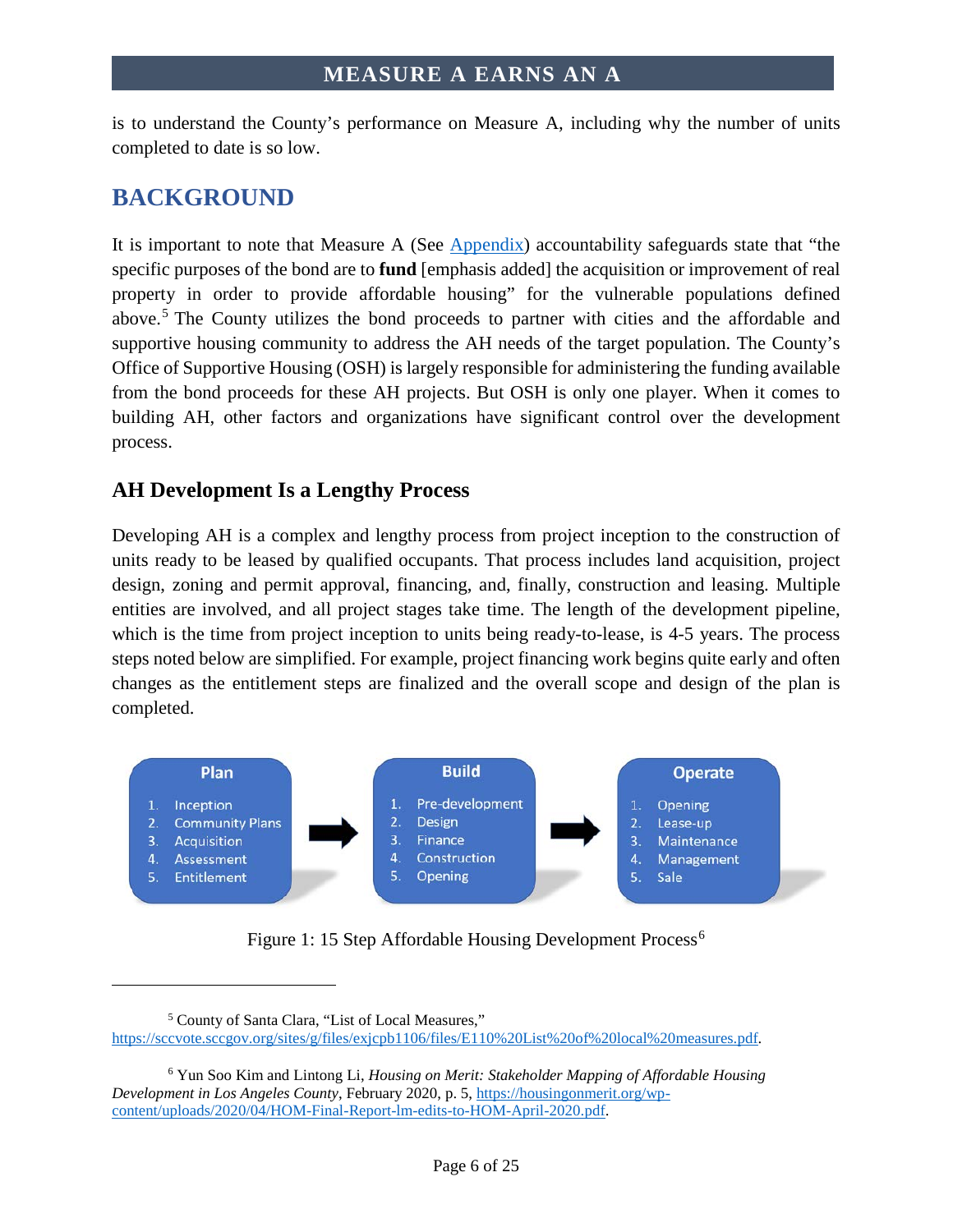is to understand the County's performance on Measure A, including why the number of units completed to date is so low.

## BACKGROUND

It is important to note that Measure A (See Appendix) accountability safeguards state that "the specific purposes of the bond are to **fund** [emphasis added] the acquisition or improvement of real property in order to provide affordable housing" for the vulnerable populations defined above.[5] The County utilizes the bond proceeds to partner with cities and the affordable and supportive housing community to address the AH needs of the target population. The County's Office of Supportive Housing (OSH) is largely responsible for administering the funding available from the bond proceeds for these AH projects. But OSH is only one player. When it comes to building AH, other factors and organizations have significant control over the development process.

### AH Development Is a Lengthy Process

Developing AH is a complex and lengthy process from project inception to the construction of units ready to be leased by qualified occupants. That process includes land acquisition, project design, zoning and permit approval, financing, and, finally, construction and leasing. Multiple entities are involved, and all project stages take time. The length of the development pipeline, which is the time from project inception to units being ready-to-lease, is 4-5 years. The process steps noted below are simplified. For example, project financing work begins quite early and often changes as the entitlement steps are finalized and the overall scope and design of the plan is completed.

**Plan**
1. Inception
2. Community Plans
3. Acquisition
4. Assessment
5. Entitlement

**Build**
1. Pre-development
2. Design
3. Finance
4. Construction
5. Opening

**Operate**
1. Opening
2. Lease-up
3. Maintenance
4. Management
5. Sale

Figure 1: 15 Step Affordable Housing Development Process[6]

---

[5] County of Santa Clara, "List of Local Measures," https://sccvote.sccgov.org/sites/g/files/exjcpb1106/files/E110%20List%20of%20local%20measures.pdf.

[6] Yun Soo Kim and Lintong Li, *Housing on Merit: Stakeholder Mapping of Affordable Housing Development in Los Angeles County*, February 2020, p. 5, https://housingonmerit.org/wp-content/uploads/2020/04/HOM-Final-Report-lm-edits-to-HOM-April-2020.pdf.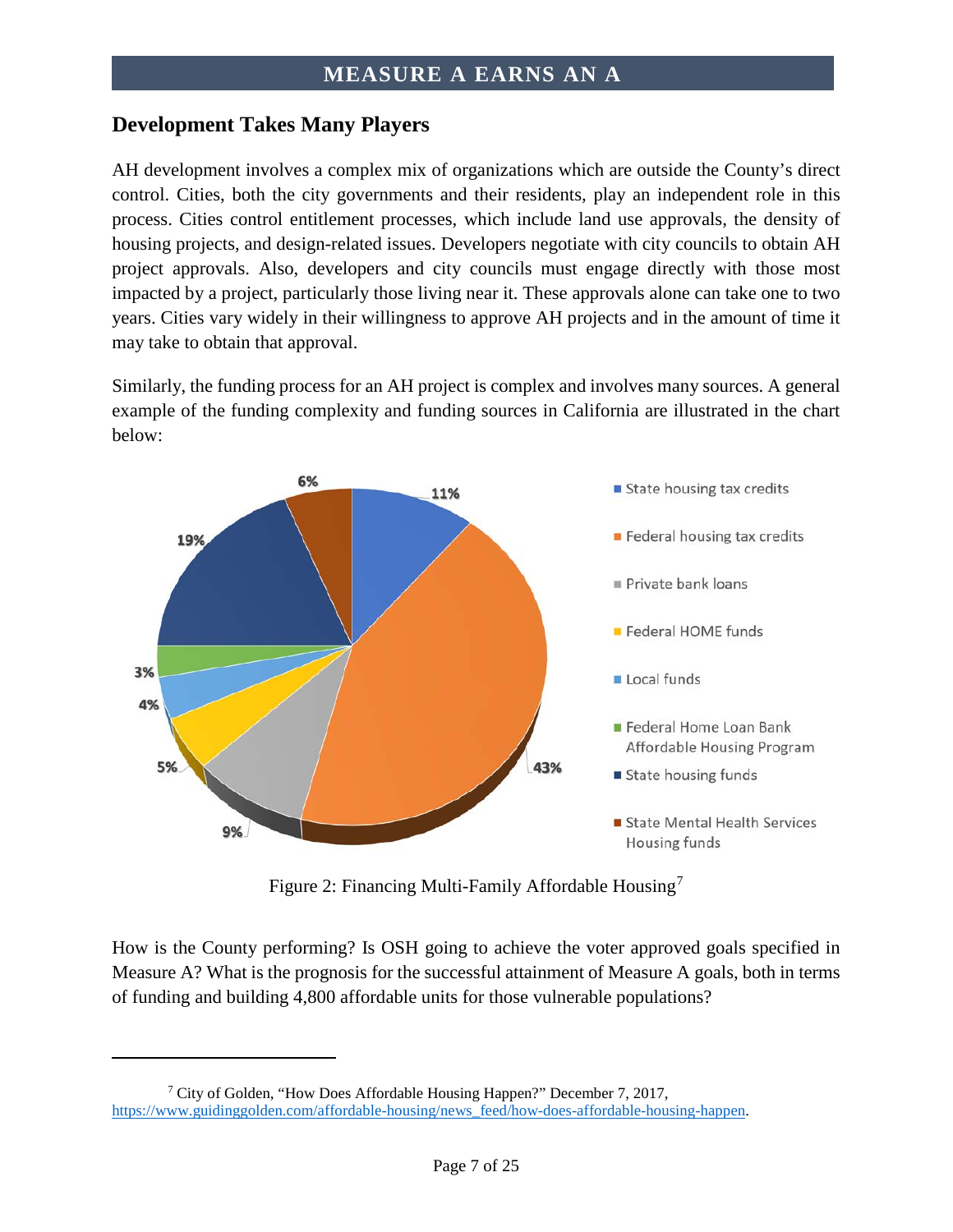## Development Takes Many Players

AH development involves a complex mix of organizations which are outside the County's direct control. Cities, both the city governments and their residents, play an independent role in this process. Cities control entitlement processes, which include land use approvals, the density of housing projects, and design-related issues. Developers negotiate with city councils to obtain AH project approvals. Also, developers and city councils must engage directly with those most impacted by a project, particularly those living near it. These approvals alone can take one to two years. Cities vary widely in their willingness to approve AH projects and in the amount of time it may take to obtain that approval.

Similarly, the funding process for an AH project is complex and involves many sources. A general example of the funding complexity and funding sources in California are illustrated in the chart below:

| Funding Source | Share |
|---|---|
| State housing tax credits | 11% |
| Federal housing tax credits | 43% |
| Private bank loans | 9% |
| Federal HOME funds | 5% |
| Local funds | 4% |
| Federal Home Loan Bank Affordable Housing Program | 3% |
| State housing funds | 19% |
| State Mental Health Services Housing funds | 6% |

Figure 2: Financing Multi-Family Affordable Housing[7]

How is the County performing? Is OSH going to achieve the voter approved goals specified in Measure A? What is the prognosis for the successful attainment of Measure A goals, both in terms of funding and building 4,800 affordable units for those vulnerable populations?

---

[7] City of Golden, "How Does Affordable Housing Happen?" December 7, 2017, https://www.guidinggolden.com/affordable-housing/news_feed/how-does-affordable-housing-happen.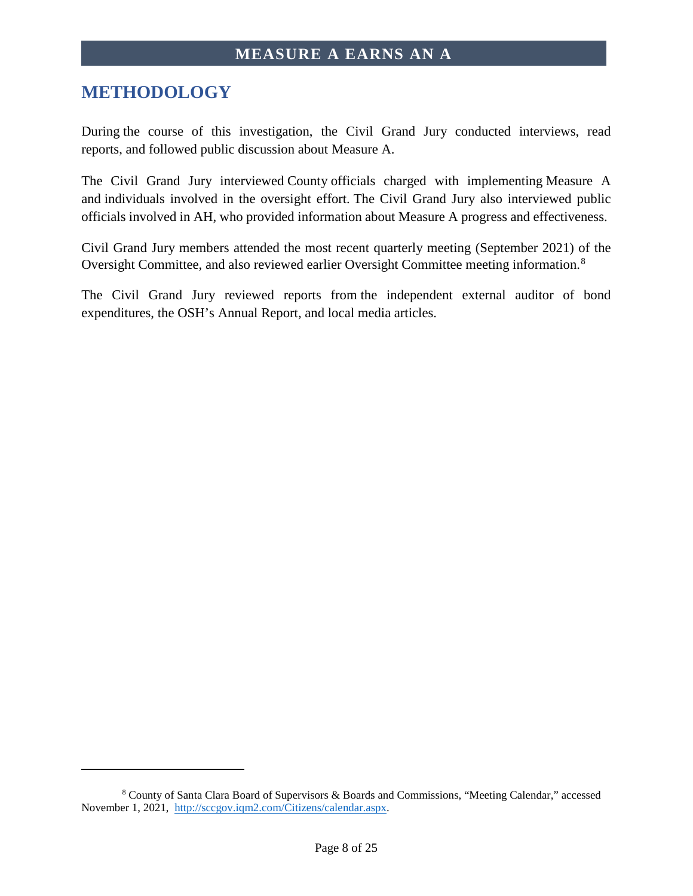## METHODOLOGY

During the course of this investigation, the Civil Grand Jury conducted interviews, read reports, and followed public discussion about Measure A.

The Civil Grand Jury interviewed County officials charged with implementing Measure A and individuals involved in the oversight effort. The Civil Grand Jury also interviewed public officials involved in AH, who provided information about Measure A progress and effectiveness.

Civil Grand Jury members attended the most recent quarterly meeting (September 2021) of the Oversight Committee, and also reviewed earlier Oversight Committee meeting information.[8]

The Civil Grand Jury reviewed reports from the independent external auditor of bond expenditures, the OSH's Annual Report, and local media articles.

[8] County of Santa Clara Board of Supervisors & Boards and Commissions, "Meeting Calendar," accessed November 1, 2021, http://sccgov.iqm2.com/Citizens/calendar.aspx.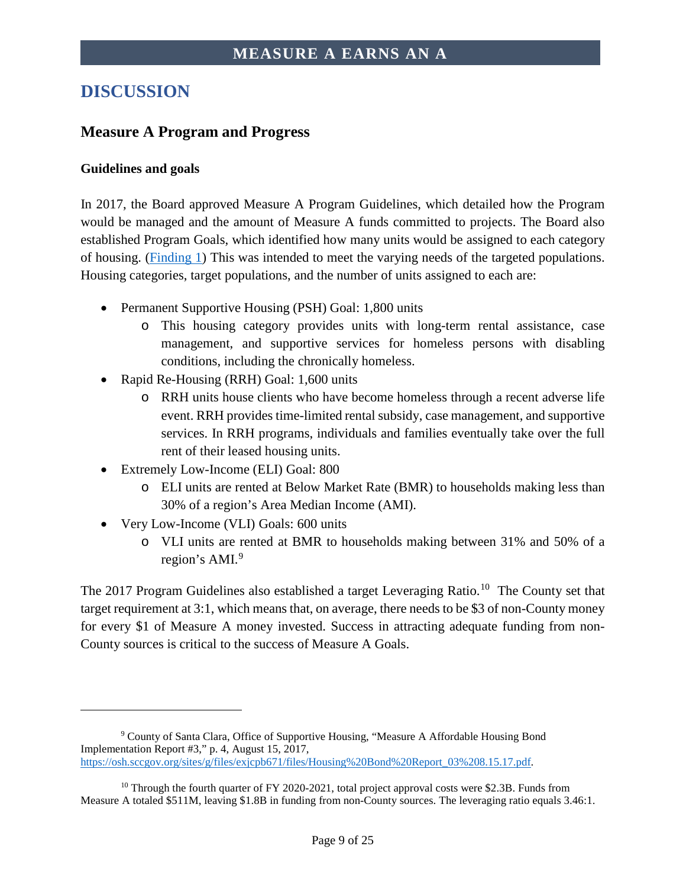# DISCUSSION

## Measure A Program and Progress

### Guidelines and goals

In 2017, the Board approved Measure A Program Guidelines, which detailed how the Program would be managed and the amount of Measure A funds committed to projects. The Board also established Program Goals, which identified how many units would be assigned to each category of housing. (Finding 1) This was intended to meet the varying needs of the targeted populations. Housing categories, target populations, and the number of units assigned to each are:

- Permanent Supportive Housing (PSH) Goal: 1,800 units
  - This housing category provides units with long-term rental assistance, case management, and supportive services for homeless persons with disabling conditions, including the chronically homeless.
- Rapid Re-Housing (RRH) Goal: 1,600 units
  - RRH units house clients who have become homeless through a recent adverse life event. RRH provides time-limited rental subsidy, case management, and supportive services. In RRH programs, individuals and families eventually take over the full rent of their leased housing units.
- Extremely Low-Income (ELI) Goal: 800
  - ELI units are rented at Below Market Rate (BMR) to households making less than 30% of a region's Area Median Income (AMI).
- Very Low-Income (VLI) Goals: 600 units
  - VLI units are rented at BMR to households making between 31% and 50% of a region's AMI.[9]

The 2017 Program Guidelines also established a target Leveraging Ratio.[10] The County set that target requirement at 3:1, which means that, on average, there needs to be $3 of non-County money for every $1 of Measure A money invested. Success in attracting adequate funding from non-County sources is critical to the success of Measure A Goals.

---

[9] County of Santa Clara, Office of Supportive Housing, "Measure A Affordable Housing Bond Implementation Report #3," p. 4, August 15, 2017, https://osh.sccgov.org/sites/g/files/exjcpb671/files/Housing%20Bond%20Report_03%208.15.17.pdf.

[10] Through the fourth quarter of FY 2020-2021, total project approval costs were $2.3B. Funds from Measure A totaled $511M, leaving $1.8B in funding from non-County sources. The leveraging ratio equals 3.46:1.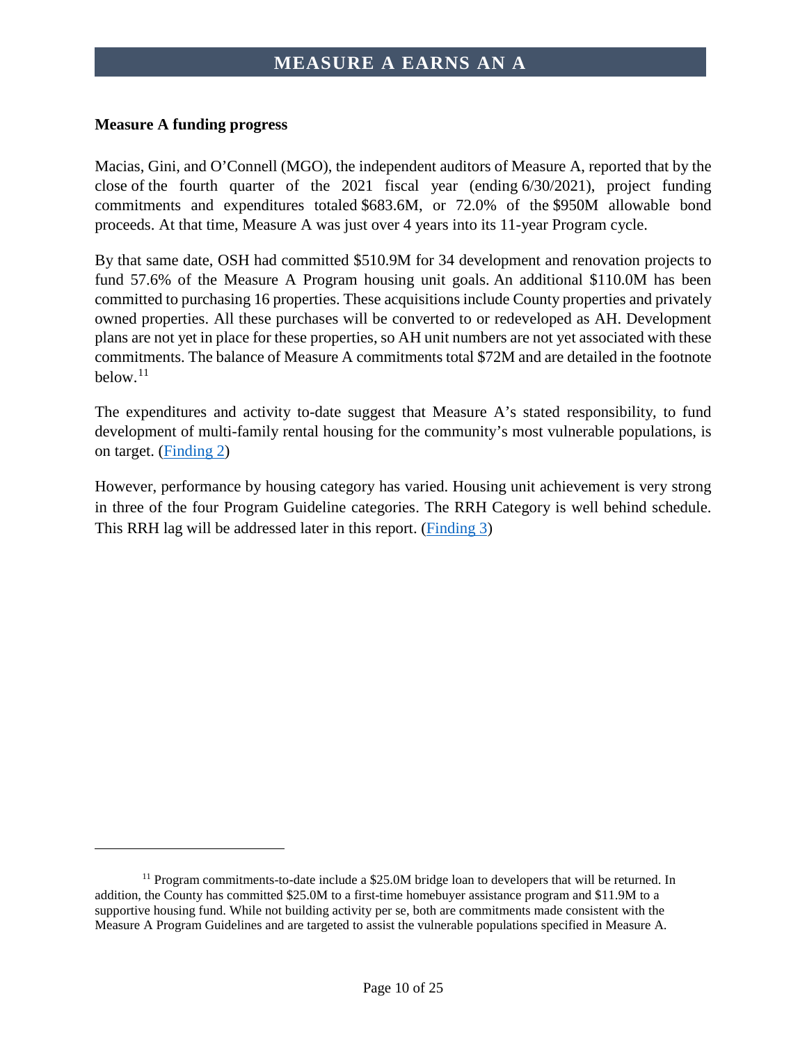## MEASURE A EARNS AN A

**Measure A funding progress**

Macias, Gini, and O'Connell (MGO), the independent auditors of Measure A, reported that by the close of the fourth quarter of the 2021 fiscal year (ending 6/30/2021), project funding commitments and expenditures totaled $683.6M, or 72.0% of the $950M allowable bond proceeds. At that time, Measure A was just over 4 years into its 11-year Program cycle.

By that same date, OSH had committed $510.9M for 34 development and renovation projects to fund 57.6% of the Measure A Program housing unit goals. An additional $110.0M has been committed to purchasing 16 properties. These acquisitions include County properties and privately owned properties. All these purchases will be converted to or redeveloped as AH. Development plans are not yet in place for these properties, so AH unit numbers are not yet associated with these commitments. The balance of Measure A commitments total $72M and are detailed in the footnote below.[11]

The expenditures and activity to-date suggest that Measure A's stated responsibility, to fund development of multi-family rental housing for the community's most vulnerable populations, is on target. (Finding 2)

However, performance by housing category has varied. Housing unit achievement is very strong in three of the four Program Guideline categories. The RRH Category is well behind schedule. This RRH lag will be addressed later in this report. (Finding 3)

---

[11] Program commitments-to-date include a $25.0M bridge loan to developers that will be returned. In addition, the County has committed $25.0M to a first-time homebuyer assistance program and $11.9M to a supportive housing fund. While not building activity per se, both are commitments made consistent with the Measure A Program Guidelines and are targeted to assist the vulnerable populations specified in Measure A.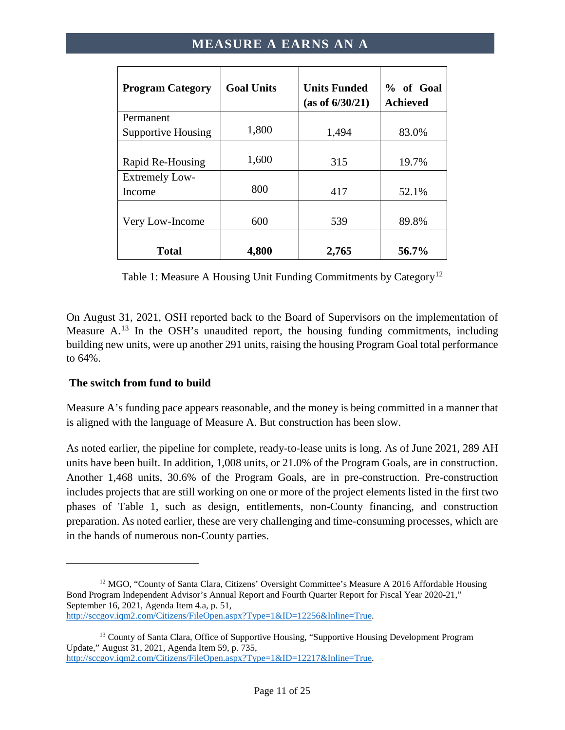| Program Category | Goal Units | Units Funded (as of 6/30/21) | % of Goal Achieved |
|---|---|---|---|
| Permanent Supportive Housing | 1,800 | 1,494 | 83.0% |
| Rapid Re-Housing | 1,600 | 315 | 19.7% |
| Extremely Low-Income | 800 | 417 | 52.1% |
| Very Low-Income | 600 | 539 | 89.8% |
| **Total** | **4,800** | **2,765** | **56.7%** |

Table 1: Measure A Housing Unit Funding Commitments by Category[12]

On August 31, 2021, OSH reported back to the Board of Supervisors on the implementation of Measure A.[13] In the OSH's unaudited report, the housing funding commitments, including building new units, were up another 291 units, raising the housing Program Goal total performance to 64%.

**The switch from fund to build**

Measure A's funding pace appears reasonable, and the money is being committed in a manner that is aligned with the language of Measure A. But construction has been slow.

As noted earlier, the pipeline for complete, ready-to-lease units is long. As of June 2021, 289 AH units have been built. In addition, 1,008 units, or 21.0% of the Program Goals, are in construction. Another 1,468 units, 30.6% of the Program Goals, are in pre-construction. Pre-construction includes projects that are still working on one or more of the project elements listed in the first two phases of Table 1, such as design, entitlements, non-County financing, and construction preparation. As noted earlier, these are very challenging and time-consuming processes, which are in the hands of numerous non-County parties.

---

[12] MGO, "County of Santa Clara, Citizens' Oversight Committee's Measure A 2016 Affordable Housing Bond Program Independent Advisor's Annual Report and Fourth Quarter Report for Fiscal Year 2020-21," September 16, 2021, Agenda Item 4.a, p. 51, http://sccgov.iqm2.com/Citizens/FileOpen.aspx?Type=1&ID=12256&Inline=True.

[13] County of Santa Clara, Office of Supportive Housing, "Supportive Housing Development Program Update," August 31, 2021, Agenda Item 59, p. 735, http://sccgov.iqm2.com/Citizens/FileOpen.aspx?Type=1&ID=12217&Inline=True.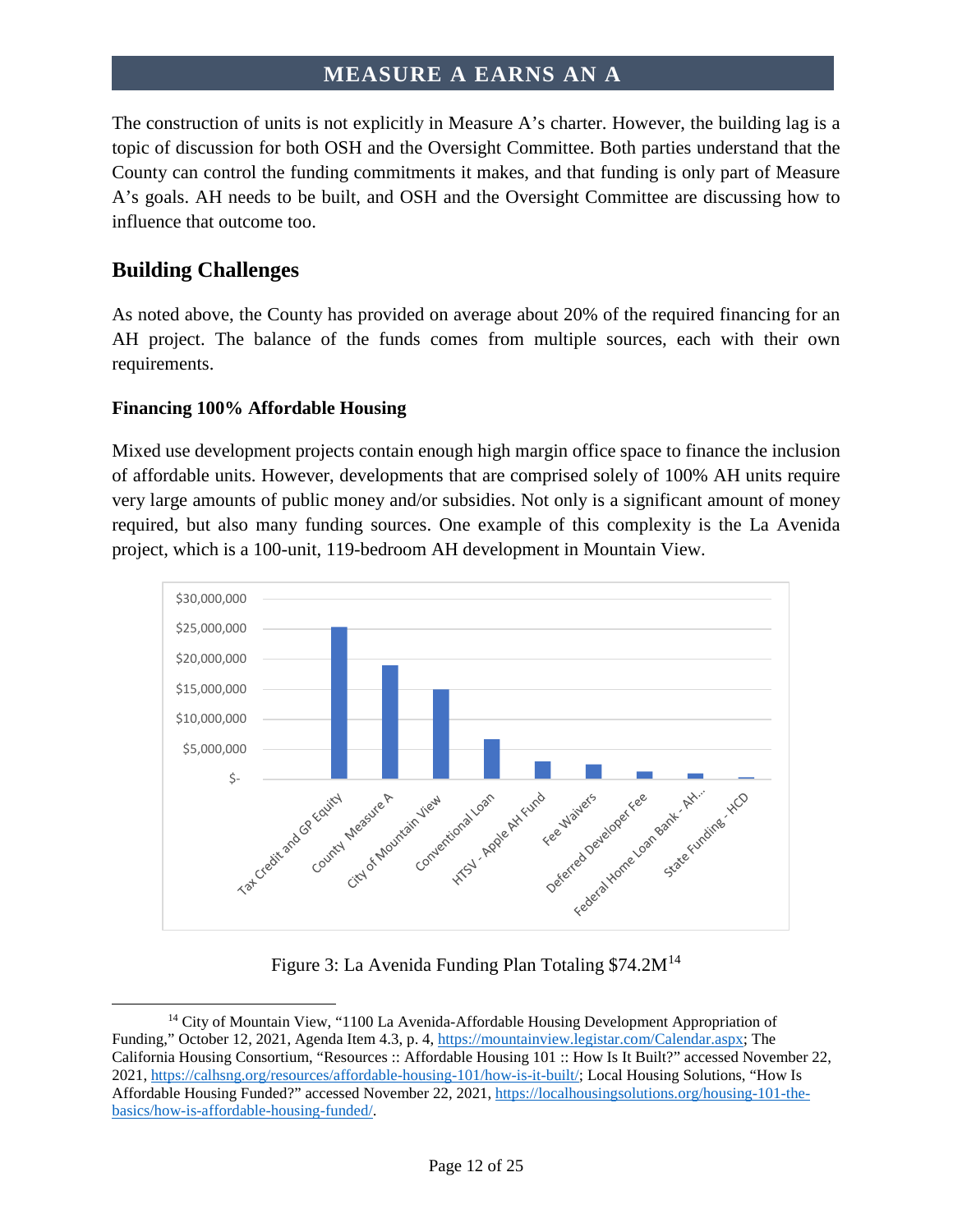The construction of units is not explicitly in Measure A's charter. However, the building lag is a topic of discussion for both OSH and the Oversight Committee. Both parties understand that the County can control the funding commitments it makes, and that funding is only part of Measure A's goals. AH needs to be built, and OSH and the Oversight Committee are discussing how to influence that outcome too.

## Building Challenges

As noted above, the County has provided on average about 20% of the required financing for an AH project. The balance of the funds comes from multiple sources, each with their own requirements.

### Financing 100% Affordable Housing

Mixed use development projects contain enough high margin office space to finance the inclusion of affordable units. However, developments that are comprised solely of 100% AH units require very large amounts of public money and/or subsidies. Not only is a significant amount of money required, but also many funding sources. One example of this complexity is the La Avenida project, which is a 100-unit, 119-bedroom AH development in Mountain View.

$30,000,000
$25,000,000
$20,000,000
$15,000,000
$10,000,000
$5,000,000
$-

Tax Credit and GP Equity
County Measure A
City of Mountain View
Conventional Loan
HTSV - Apple AH Fund
Fee Waivers
Deferred Developer Fee
Federal Home Loan Bank - AH...
State Funding - HCD

Figure 3: La Avenida Funding Plan Totaling $74.2M[14]

[14] City of Mountain View, "1100 La Avenida-Affordable Housing Development Appropriation of Funding," October 12, 2021, Agenda Item 4.3, p. 4, https://mountainview.legistar.com/Calendar.aspx; The California Housing Consortium, "Resources :: Affordable Housing 101 :: How Is It Built?" accessed November 22, 2021, https://calhsng.org/resources/affordable-housing-101/how-is-it-built/; Local Housing Solutions, "How Is Affordable Housing Funded?" accessed November 22, 2021, https://localhousingsolutions.org/housing-101-the-basics/how-is-affordable-housing-funded/.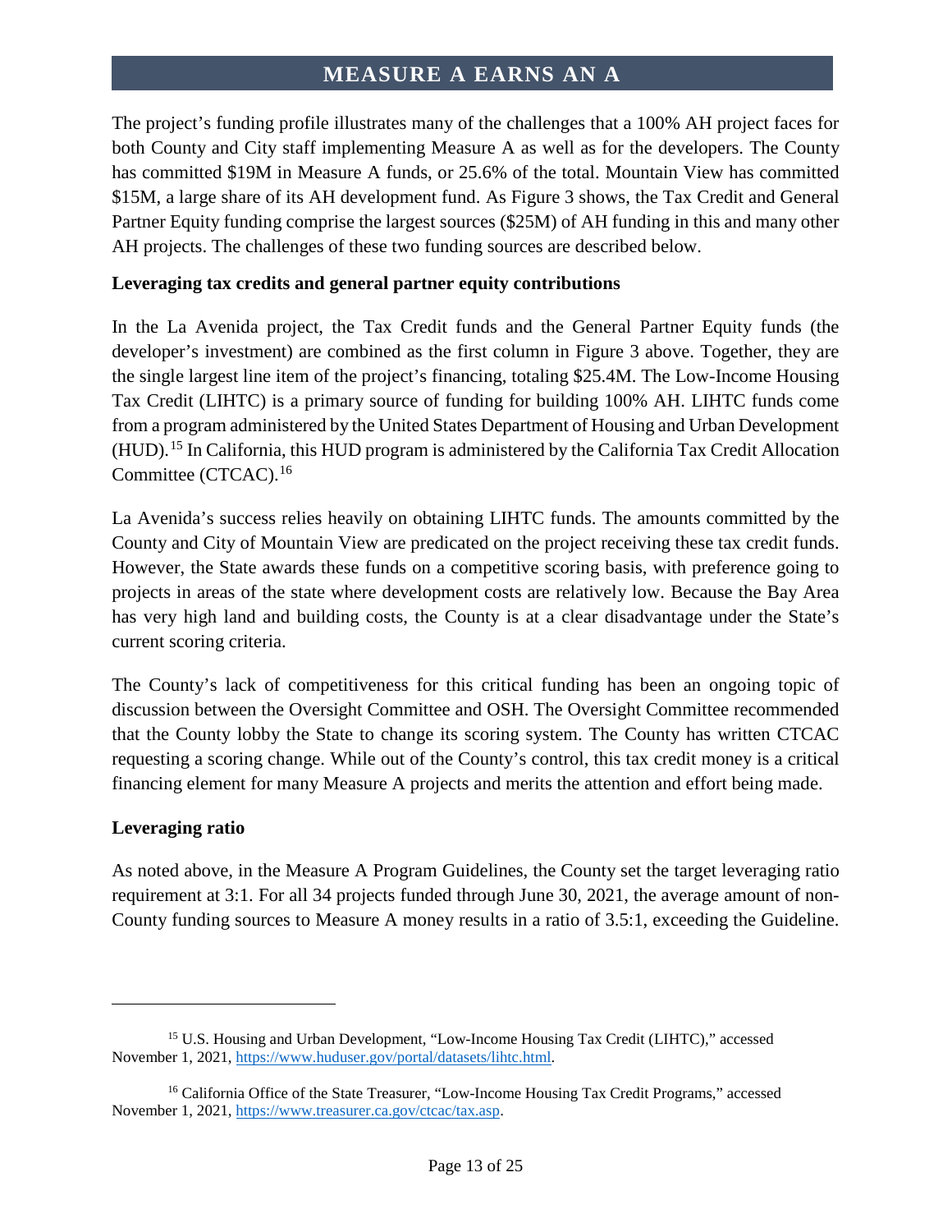The project's funding profile illustrates many of the challenges that a 100% AH project faces for both County and City staff implementing Measure A as well as for the developers. The County has committed $19M in Measure A funds, or 25.6% of the total. Mountain View has committed $15M, a large share of its AH development fund. As Figure 3 shows, the Tax Credit and General Partner Equity funding comprise the largest sources ($25M) of AH funding in this and many other AH projects. The challenges of these two funding sources are described below.

**Leveraging tax credits and general partner equity contributions**

In the La Avenida project, the Tax Credit funds and the General Partner Equity funds (the developer's investment) are combined as the first column in Figure 3 above. Together, they are the single largest line item of the project's financing, totaling $25.4M. The Low-Income Housing Tax Credit (LIHTC) is a primary source of funding for building 100% AH. LIHTC funds come from a program administered by the United States Department of Housing and Urban Development (HUD).[15] In California, this HUD program is administered by the California Tax Credit Allocation Committee (CTCAC).[16]

La Avenida's success relies heavily on obtaining LIHTC funds. The amounts committed by the County and City of Mountain View are predicated on the project receiving these tax credit funds. However, the State awards these funds on a competitive scoring basis, with preference going to projects in areas of the state where development costs are relatively low. Because the Bay Area has very high land and building costs, the County is at a clear disadvantage under the State's current scoring criteria.

The County's lack of competitiveness for this critical funding has been an ongoing topic of discussion between the Oversight Committee and OSH. The Oversight Committee recommended that the County lobby the State to change its scoring system. The County has written CTCAC requesting a scoring change. While out of the County's control, this tax credit money is a critical financing element for many Measure A projects and merits the attention and effort being made.

**Leveraging ratio**

As noted above, in the Measure A Program Guidelines, the County set the target leveraging ratio requirement at 3:1. For all 34 projects funded through June 30, 2021, the average amount of non-County funding sources to Measure A money results in a ratio of 3.5:1, exceeding the Guideline.

---

[15] U.S. Housing and Urban Development, "Low-Income Housing Tax Credit (LIHTC)," accessed November 1, 2021, https://www.huduser.gov/portal/datasets/lihtc.html.

[16] California Office of the State Treasurer, "Low-Income Housing Tax Credit Programs," accessed November 1, 2021, https://www.treasurer.ca.gov/ctcac/tax.asp.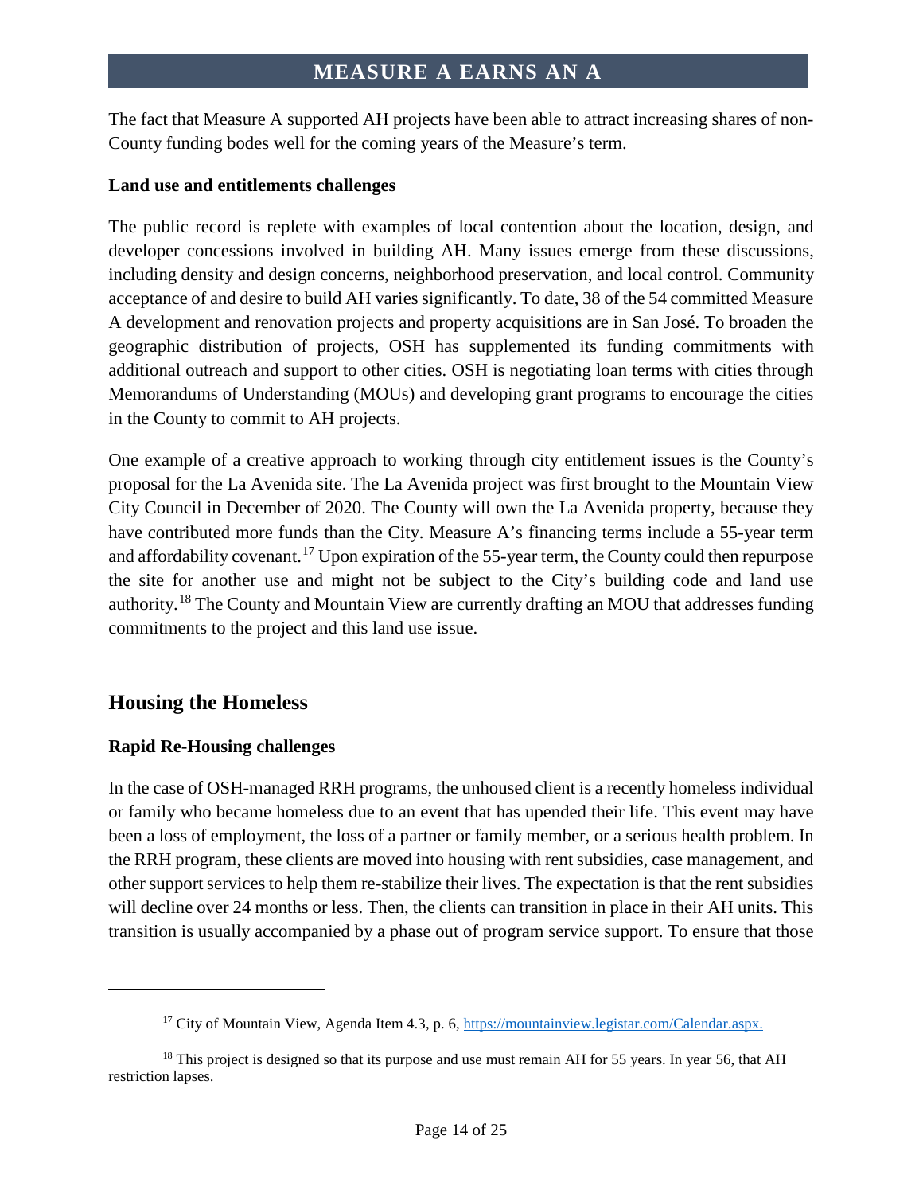The fact that Measure A supported AH projects have been able to attract increasing shares of non-County funding bodes well for the coming years of the Measure's term.

**Land use and entitlements challenges**

The public record is replete with examples of local contention about the location, design, and developer concessions involved in building AH. Many issues emerge from these discussions, including density and design concerns, neighborhood preservation, and local control. Community acceptance of and desire to build AH varies significantly. To date, 38 of the 54 committed Measure A development and renovation projects and property acquisitions are in San José. To broaden the geographic distribution of projects, OSH has supplemented its funding commitments with additional outreach and support to other cities. OSH is negotiating loan terms with cities through Memorandums of Understanding (MOUs) and developing grant programs to encourage the cities in the County to commit to AH projects.

One example of a creative approach to working through city entitlement issues is the County's proposal for the La Avenida site. The La Avenida project was first brought to the Mountain View City Council in December of 2020. The County will own the La Avenida property, because they have contributed more funds than the City. Measure A's financing terms include a 55-year term and affordability covenant.[17] Upon expiration of the 55-year term, the County could then repurpose the site for another use and might not be subject to the City's building code and land use authority.[18] The County and Mountain View are currently drafting an MOU that addresses funding commitments to the project and this land use issue.

## Housing the Homeless

**Rapid Re-Housing challenges**

In the case of OSH-managed RRH programs, the unhoused client is a recently homeless individual or family who became homeless due to an event that has upended their life. This event may have been a loss of employment, the loss of a partner or family member, or a serious health problem. In the RRH program, these clients are moved into housing with rent subsidies, case management, and other support services to help them re-stabilize their lives. The expectation is that the rent subsidies will decline over 24 months or less. Then, the clients can transition in place in their AH units. This transition is usually accompanied by a phase out of program service support. To ensure that those

---

[17] City of Mountain View, Agenda Item 4.3, p. 6, https://mountainview.legistar.com/Calendar.aspx.

[18] This project is designed so that its purpose and use must remain AH for 55 years. In year 56, that AH restriction lapses.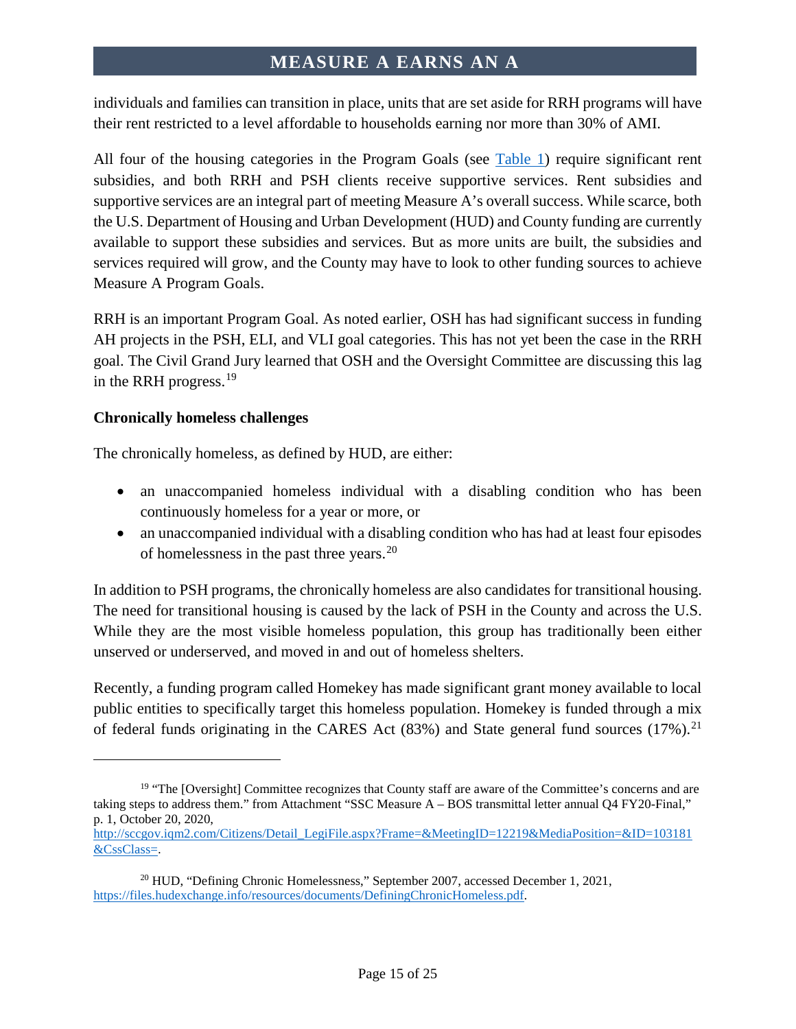individuals and families can transition in place, units that are set aside for RRH programs will have their rent restricted to a level affordable to households earning nor more than 30% of AMI.

All four of the housing categories in the Program Goals (see [Table 1](#)) require significant rent subsidies, and both RRH and PSH clients receive supportive services. Rent subsidies and supportive services are an integral part of meeting Measure A's overall success. While scarce, both the U.S. Department of Housing and Urban Development (HUD) and County funding are currently available to support these subsidies and services. But as more units are built, the subsidies and services required will grow, and the County may have to look to other funding sources to achieve Measure A Program Goals.

RRH is an important Program Goal. As noted earlier, OSH has had significant success in funding AH projects in the PSH, ELI, and VLI goal categories. This has not yet been the case in the RRH goal. The Civil Grand Jury learned that OSH and the Oversight Committee are discussing this lag in the RRH progress.[19]

**Chronically homeless challenges**

The chronically homeless, as defined by HUD, are either:

- an unaccompanied homeless individual with a disabling condition who has been continuously homeless for a year or more, or
- an unaccompanied individual with a disabling condition who has had at least four episodes of homelessness in the past three years.[20]

In addition to PSH programs, the chronically homeless are also candidates for transitional housing. The need for transitional housing is caused by the lack of PSH in the County and across the U.S. While they are the most visible homeless population, this group has traditionally been either unserved or underserved, and moved in and out of homeless shelters.

Recently, a funding program called Homekey has made significant grant money available to local public entities to specifically target this homeless population. Homekey is funded through a mix of federal funds originating in the CARES Act (83%) and State general fund sources (17%).[21]

---

[19] "The [Oversight] Committee recognizes that County staff are aware of the Committee's concerns and are taking steps to address them." from Attachment "SSC Measure A – BOS transmittal letter annual Q4 FY20-Final," p. 1, October 20, 2020, http://sccgov.iqm2.com/Citizens/Detail_LegiFile.aspx?Frame=&MeetingID=12219&MediaPosition=&ID=103181&CssClass=.

[20] HUD, "Defining Chronic Homelessness," September 2007, accessed December 1, 2021, https://files.hudexchange.info/resources/documents/DefiningChronicHomeless.pdf.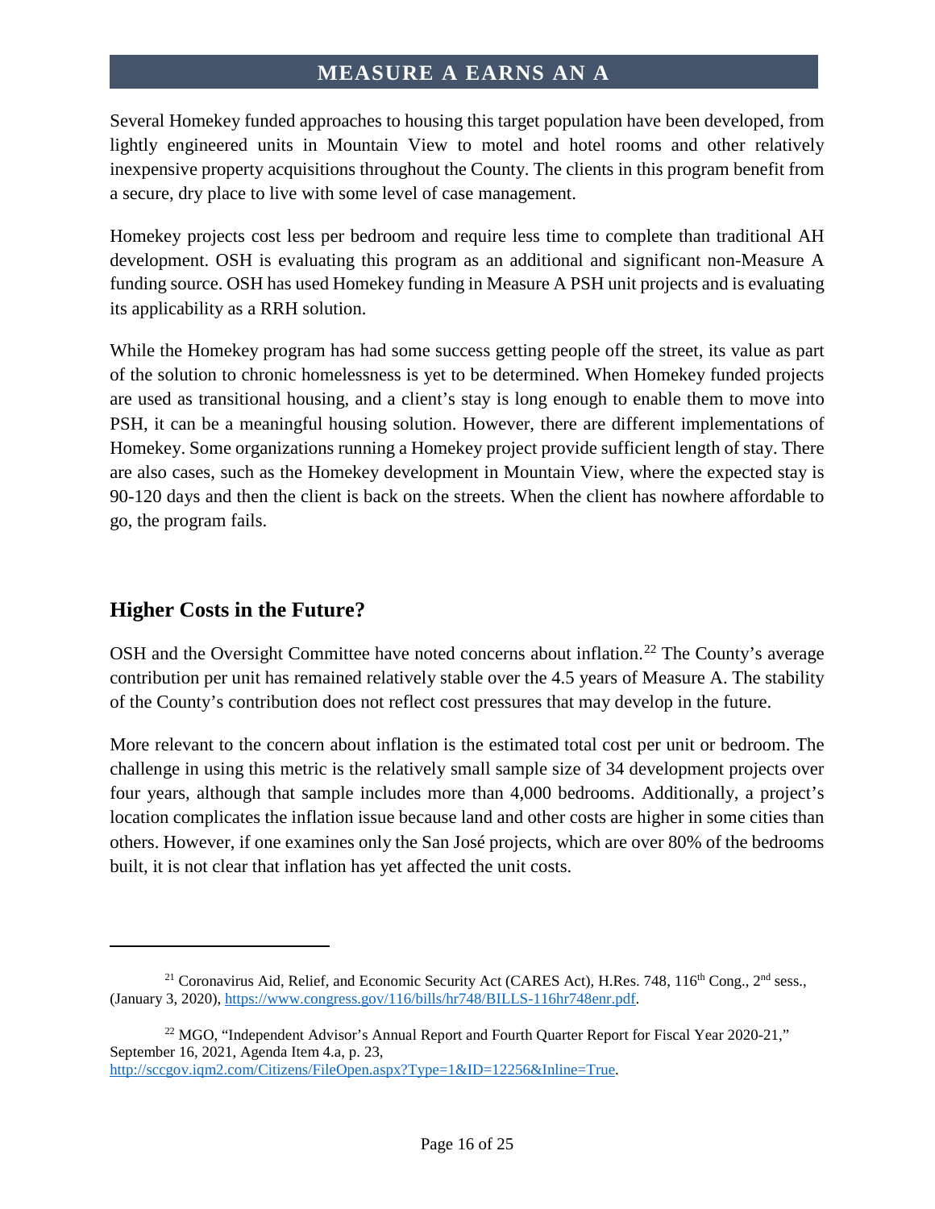Several Homekey funded approaches to housing this target population have been developed, from lightly engineered units in Mountain View to motel and hotel rooms and other relatively inexpensive property acquisitions throughout the County. The clients in this program benefit from a secure, dry place to live with some level of case management.

Homekey projects cost less per bedroom and require less time to complete than traditional AH development. OSH is evaluating this program as an additional and significant non-Measure A funding source. OSH has used Homekey funding in Measure A PSH unit projects and is evaluating its applicability as a RRH solution.

While the Homekey program has had some success getting people off the street, its value as part of the solution to chronic homelessness is yet to be determined. When Homekey funded projects are used as transitional housing, and a client's stay is long enough to enable them to move into PSH, it can be a meaningful housing solution. However, there are different implementations of Homekey. Some organizations running a Homekey project provide sufficient length of stay. There are also cases, such as the Homekey development in Mountain View, where the expected stay is 90-120 days and then the client is back on the streets. When the client has nowhere affordable to go, the program fails.

## Higher Costs in the Future?

OSH and the Oversight Committee have noted concerns about inflation.[22] The County's average contribution per unit has remained relatively stable over the 4.5 years of Measure A. The stability of the County's contribution does not reflect cost pressures that may develop in the future.

More relevant to the concern about inflation is the estimated total cost per unit or bedroom. The challenge in using this metric is the relatively small sample size of 34 development projects over four years, although that sample includes more than 4,000 bedrooms. Additionally, a project's location complicates the inflation issue because land and other costs are higher in some cities than others. However, if one examines only the San José projects, which are over 80% of the bedrooms built, it is not clear that inflation has yet affected the unit costs.

---

[21] Coronavirus Aid, Relief, and Economic Security Act (CARES Act), H.Res. 748, 116th Cong., 2nd sess., (January 3, 2020), https://www.congress.gov/116/bills/hr748/BILLS-116hr748enr.pdf.

[22] MGO, "Independent Advisor's Annual Report and Fourth Quarter Report for Fiscal Year 2020-21," September 16, 2021, Agenda Item 4.a, p. 23, http://sccgov.iqm2.com/Citizens/FileOpen.aspx?Type=1&ID=12256&Inline=True.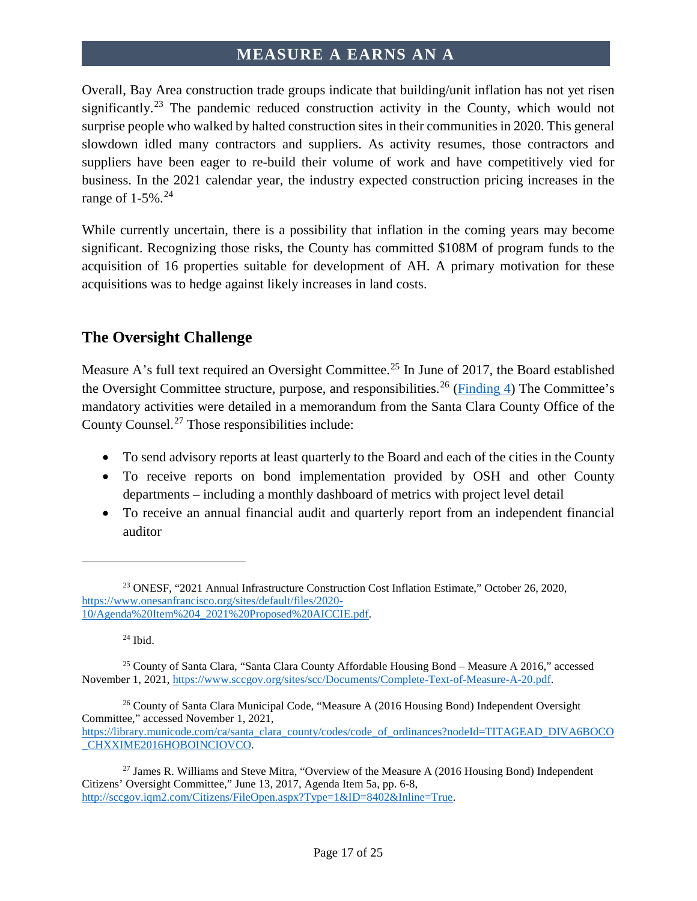Overall, Bay Area construction trade groups indicate that building/unit inflation has not yet risen significantly.[23] The pandemic reduced construction activity in the County, which would not surprise people who walked by halted construction sites in their communities in 2020. This general slowdown idled many contractors and suppliers. As activity resumes, those contractors and suppliers have been eager to re-build their volume of work and have competitively vied for business. In the 2021 calendar year, the industry expected construction pricing increases in the range of 1-5%.[24]

While currently uncertain, there is a possibility that inflation in the coming years may become significant. Recognizing those risks, the County has committed $108M of program funds to the acquisition of 16 properties suitable for development of AH. A primary motivation for these acquisitions was to hedge against likely increases in land costs.

## The Oversight Challenge

Measure A's full text required an Oversight Committee.[25] In June of 2017, the Board established the Oversight Committee structure, purpose, and responsibilities.[26] (Finding 4) The Committee's mandatory activities were detailed in a memorandum from the Santa Clara County Office of the County Counsel.[27] Those responsibilities include:

- To send advisory reports at least quarterly to the Board and each of the cities in the County
- To receive reports on bond implementation provided by OSH and other County departments – including a monthly dashboard of metrics with project level detail
- To receive an annual financial audit and quarterly report from an independent financial auditor

---

[23] ONESF, "2021 Annual Infrastructure Construction Cost Inflation Estimate," October 26, 2020, https://www.onesanfrancisco.org/sites/default/files/2020-10/Agenda%20Item%204_2021%20Proposed%20AICCIE.pdf.

[24] Ibid.

[25] County of Santa Clara, "Santa Clara County Affordable Housing Bond – Measure A 2016," accessed November 1, 2021, https://www.sccgov.org/sites/scc/Documents/Complete-Text-of-Measure-A-20.pdf.

[26] County of Santa Clara Municipal Code, "Measure A (2016 Housing Bond) Independent Oversight Committee," accessed November 1, 2021, https://library.municode.com/ca/santa_clara_county/codes/code_of_ordinances?nodeId=TITAGEAD_DIVA6BOCO_CHXXIME2016HOBOINCIOVCO.

[27] James R. Williams and Steve Mitra, "Overview of the Measure A (2016 Housing Bond) Independent Citizens' Oversight Committee," June 13, 2017, Agenda Item 5a, pp. 6-8, http://sccgov.iqm2.com/Citizens/FileOpen.aspx?Type=1&ID=8402&Inline=True.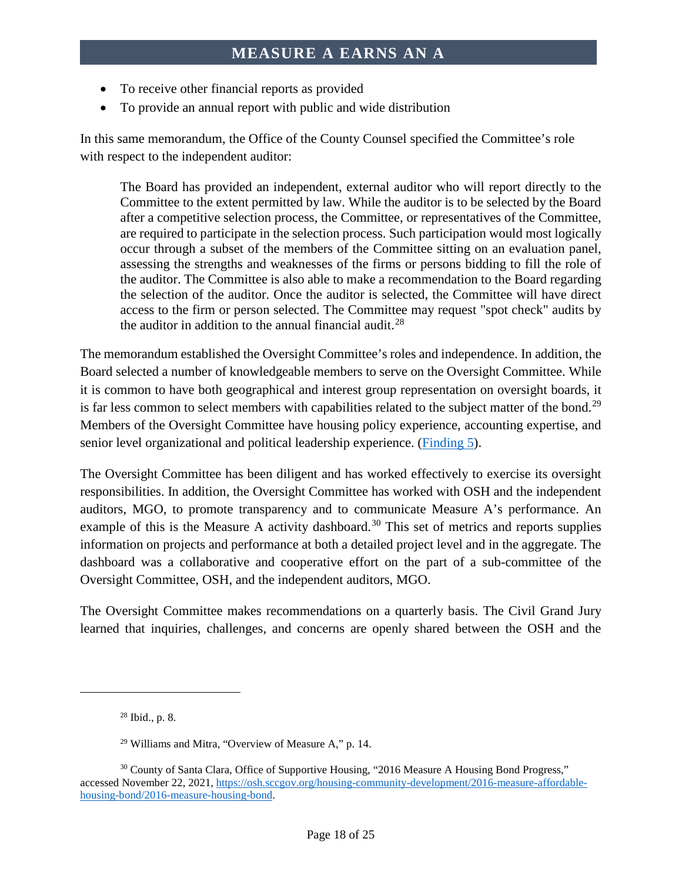- To receive other financial reports as provided
- To provide an annual report with public and wide distribution

In this same memorandum, the Office of the County Counsel specified the Committee's role with respect to the independent auditor:

> The Board has provided an independent, external auditor who will report directly to the Committee to the extent permitted by law. While the auditor is to be selected by the Board after a competitive selection process, the Committee, or representatives of the Committee, are required to participate in the selection process. Such participation would most logically occur through a subset of the members of the Committee sitting on an evaluation panel, assessing the strengths and weaknesses of the firms or persons bidding to fill the role of the auditor. The Committee is also able to make a recommendation to the Board regarding the selection of the auditor. Once the auditor is selected, the Committee will have direct access to the firm or person selected. The Committee may request "spot check" audits by the auditor in addition to the annual financial audit.[28]

The memorandum established the Oversight Committee's roles and independence. In addition, the Board selected a number of knowledgeable members to serve on the Oversight Committee. While it is common to have both geographical and interest group representation on oversight boards, it is far less common to select members with capabilities related to the subject matter of the bond.[29] Members of the Oversight Committee have housing policy experience, accounting expertise, and senior level organizational and political leadership experience. (Finding 5).

The Oversight Committee has been diligent and has worked effectively to exercise its oversight responsibilities. In addition, the Oversight Committee has worked with OSH and the independent auditors, MGO, to promote transparency and to communicate Measure A's performance. An example of this is the Measure A activity dashboard.[30] This set of metrics and reports supplies information on projects and performance at both a detailed project level and in the aggregate. The dashboard was a collaborative and cooperative effort on the part of a sub-committee of the Oversight Committee, OSH, and the independent auditors, MGO.

The Oversight Committee makes recommendations on a quarterly basis. The Civil Grand Jury learned that inquiries, challenges, and concerns are openly shared between the OSH and the

---

[28] Ibid., p. 8.

[29] Williams and Mitra, "Overview of Measure A," p. 14.

[30] County of Santa Clara, Office of Supportive Housing, "2016 Measure A Housing Bond Progress," accessed November 22, 2021, https://osh.sccgov.org/housing-community-development/2016-measure-affordable-housing-bond/2016-measure-housing-bond.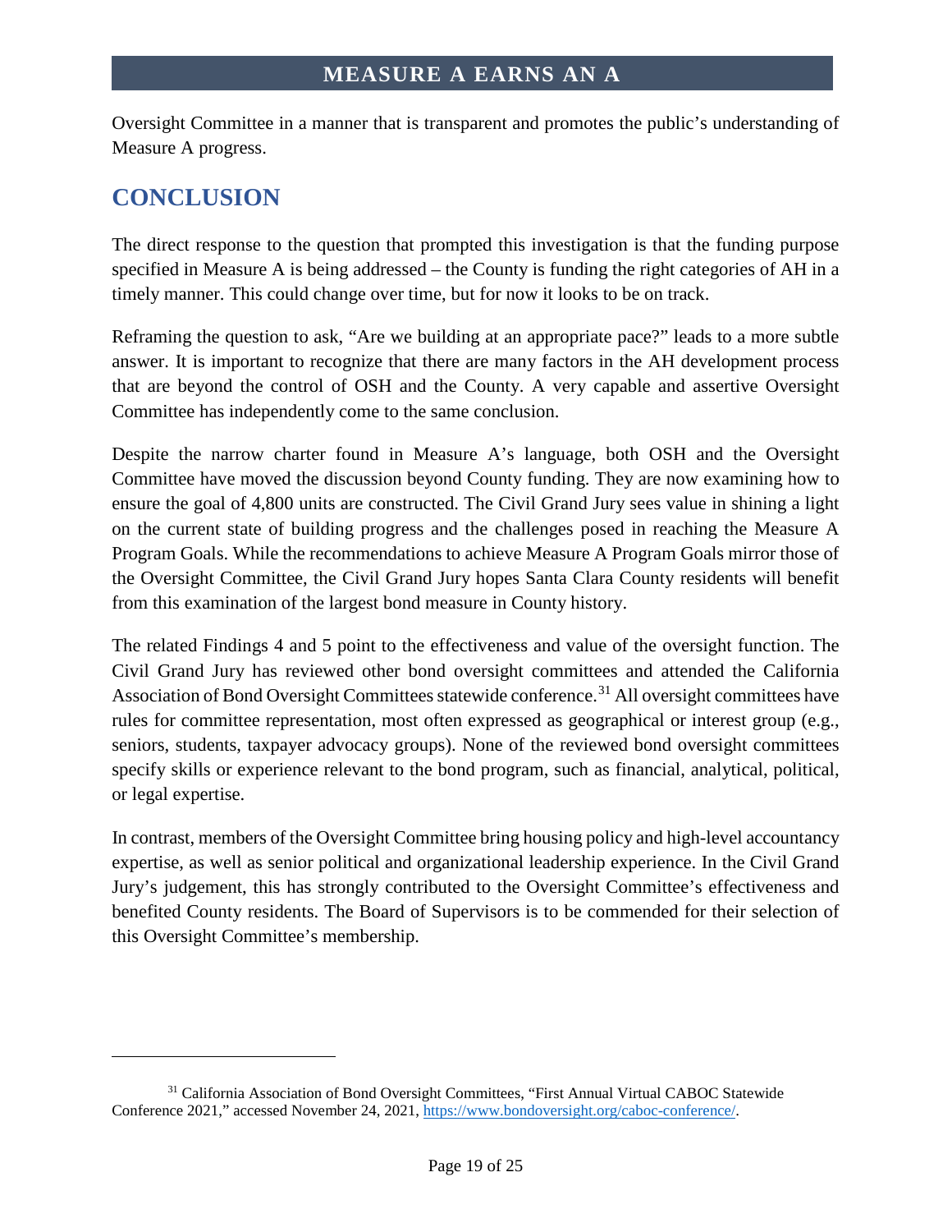Oversight Committee in a manner that is transparent and promotes the public's understanding of Measure A progress.

## CONCLUSION

The direct response to the question that prompted this investigation is that the funding purpose specified in Measure A is being addressed – the County is funding the right categories of AH in a timely manner. This could change over time, but for now it looks to be on track.

Reframing the question to ask, "Are we building at an appropriate pace?" leads to a more subtle answer. It is important to recognize that there are many factors in the AH development process that are beyond the control of OSH and the County. A very capable and assertive Oversight Committee has independently come to the same conclusion.

Despite the narrow charter found in Measure A's language, both OSH and the Oversight Committee have moved the discussion beyond County funding. They are now examining how to ensure the goal of 4,800 units are constructed. The Civil Grand Jury sees value in shining a light on the current state of building progress and the challenges posed in reaching the Measure A Program Goals. While the recommendations to achieve Measure A Program Goals mirror those of the Oversight Committee, the Civil Grand Jury hopes Santa Clara County residents will benefit from this examination of the largest bond measure in County history.

The related Findings 4 and 5 point to the effectiveness and value of the oversight function. The Civil Grand Jury has reviewed other bond oversight committees and attended the California Association of Bond Oversight Committees statewide conference.[31] All oversight committees have rules for committee representation, most often expressed as geographical or interest group (e.g., seniors, students, taxpayer advocacy groups). None of the reviewed bond oversight committees specify skills or experience relevant to the bond program, such as financial, analytical, political, or legal expertise.

In contrast, members of the Oversight Committee bring housing policy and high-level accountancy expertise, as well as senior political and organizational leadership experience. In the Civil Grand Jury's judgement, this has strongly contributed to the Oversight Committee's effectiveness and benefited County residents. The Board of Supervisors is to be commended for their selection of this Oversight Committee's membership.

---

[31] California Association of Bond Oversight Committees, "First Annual Virtual CABOC Statewide Conference 2021," accessed November 24, 2021, https://www.bondoversight.org/caboc-conference/.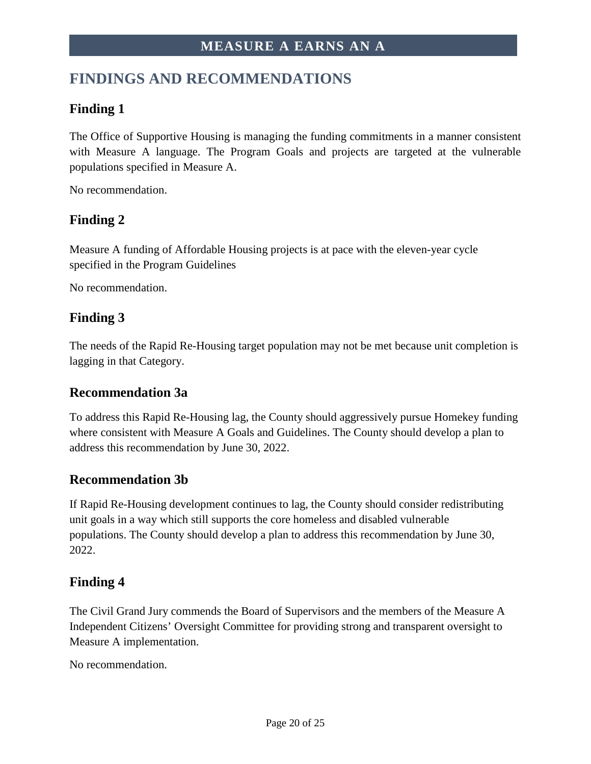## FINDINGS AND RECOMMENDATIONS

### Finding 1

The Office of Supportive Housing is managing the funding commitments in a manner consistent with Measure A language. The Program Goals and projects are targeted at the vulnerable populations specified in Measure A.

No recommendation.

### Finding 2

Measure A funding of Affordable Housing projects is at pace with the eleven-year cycle specified in the Program Guidelines

No recommendation.

### Finding 3

The needs of the Rapid Re-Housing target population may not be met because unit completion is lagging in that Category.

### Recommendation 3a

To address this Rapid Re-Housing lag, the County should aggressively pursue Homekey funding where consistent with Measure A Goals and Guidelines. The County should develop a plan to address this recommendation by June 30, 2022.

### Recommendation 3b

If Rapid Re-Housing development continues to lag, the County should consider redistributing unit goals in a way which still supports the core homeless and disabled vulnerable populations. The County should develop a plan to address this recommendation by June 30, 2022.

### Finding 4

The Civil Grand Jury commends the Board of Supervisors and the members of the Measure A Independent Citizens' Oversight Committee for providing strong and transparent oversight to Measure A implementation.

No recommendation.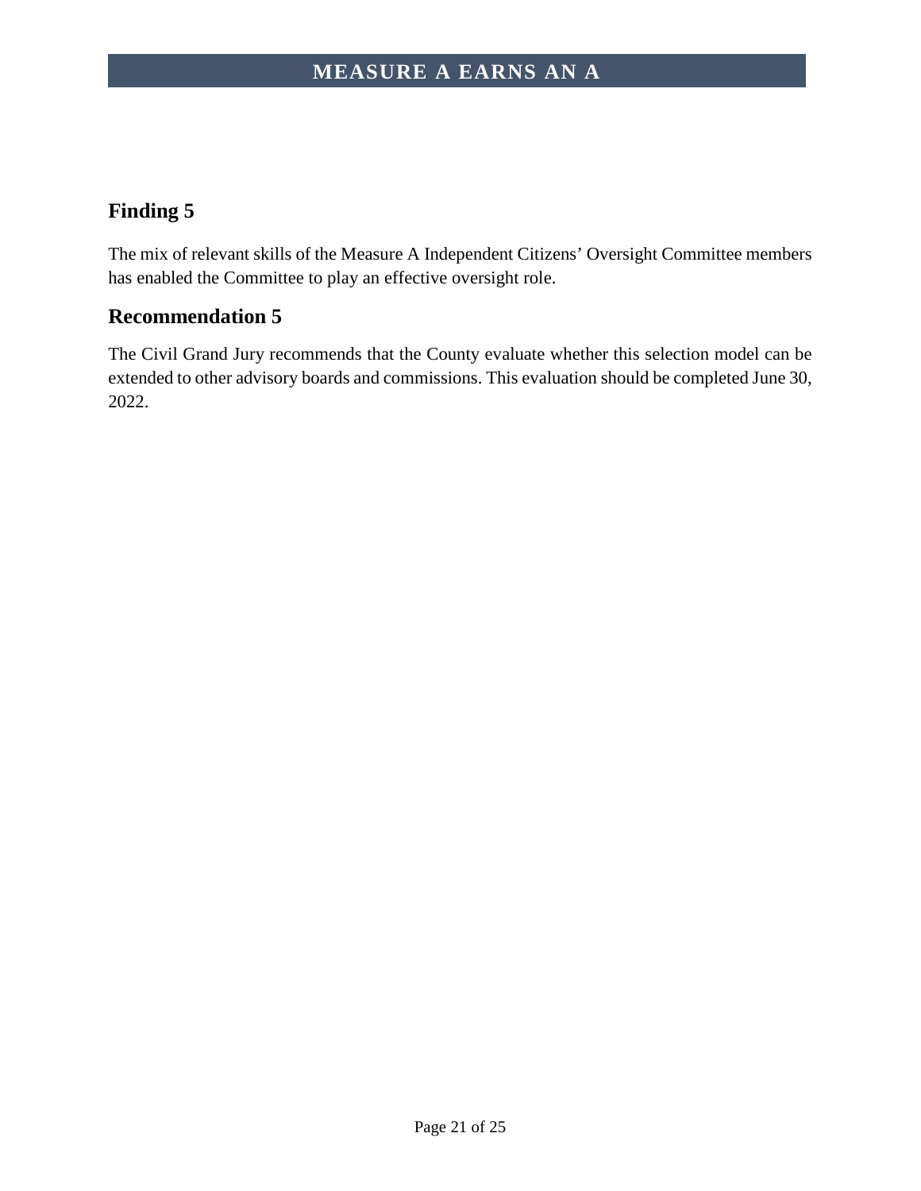## Finding 5

The mix of relevant skills of the Measure A Independent Citizens' Oversight Committee members has enabled the Committee to play an effective oversight role.

## Recommendation 5

The Civil Grand Jury recommends that the County evaluate whether this selection model can be extended to other advisory boards and commissions. This evaluation should be completed June 30, 2022.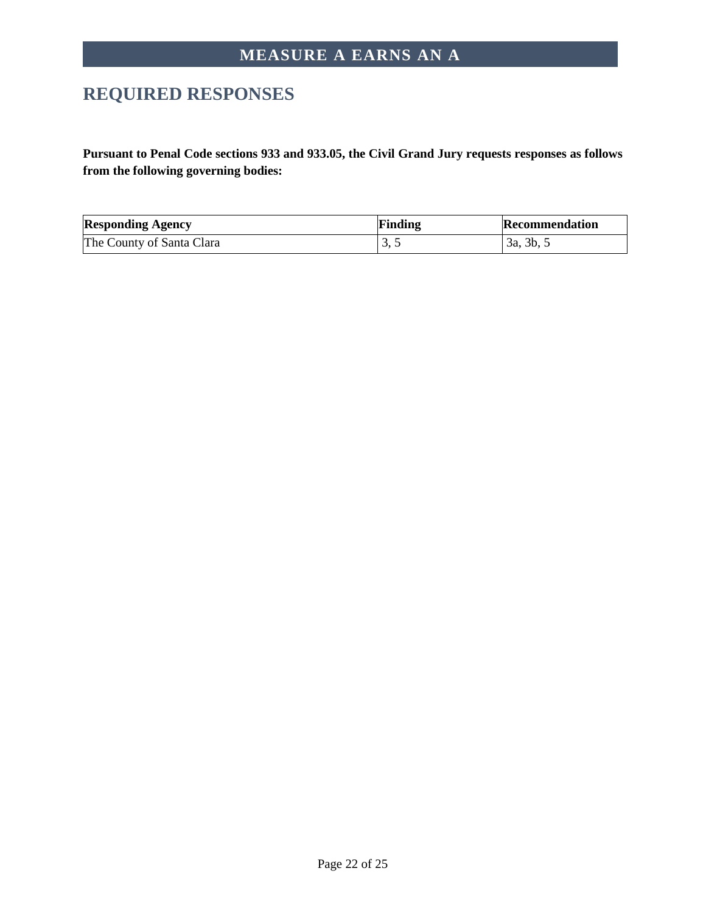# MEASURE A EARNS AN A

## REQUIRED RESPONSES

**Pursuant to Penal Code sections 933 and 933.05, the Civil Grand Jury requests responses as follows from the following governing bodies:**

| Responding Agency | Finding | Recommendation |
|---|---|---|
| The County of Santa Clara | 3, 5 | 3a, 3b, 5 |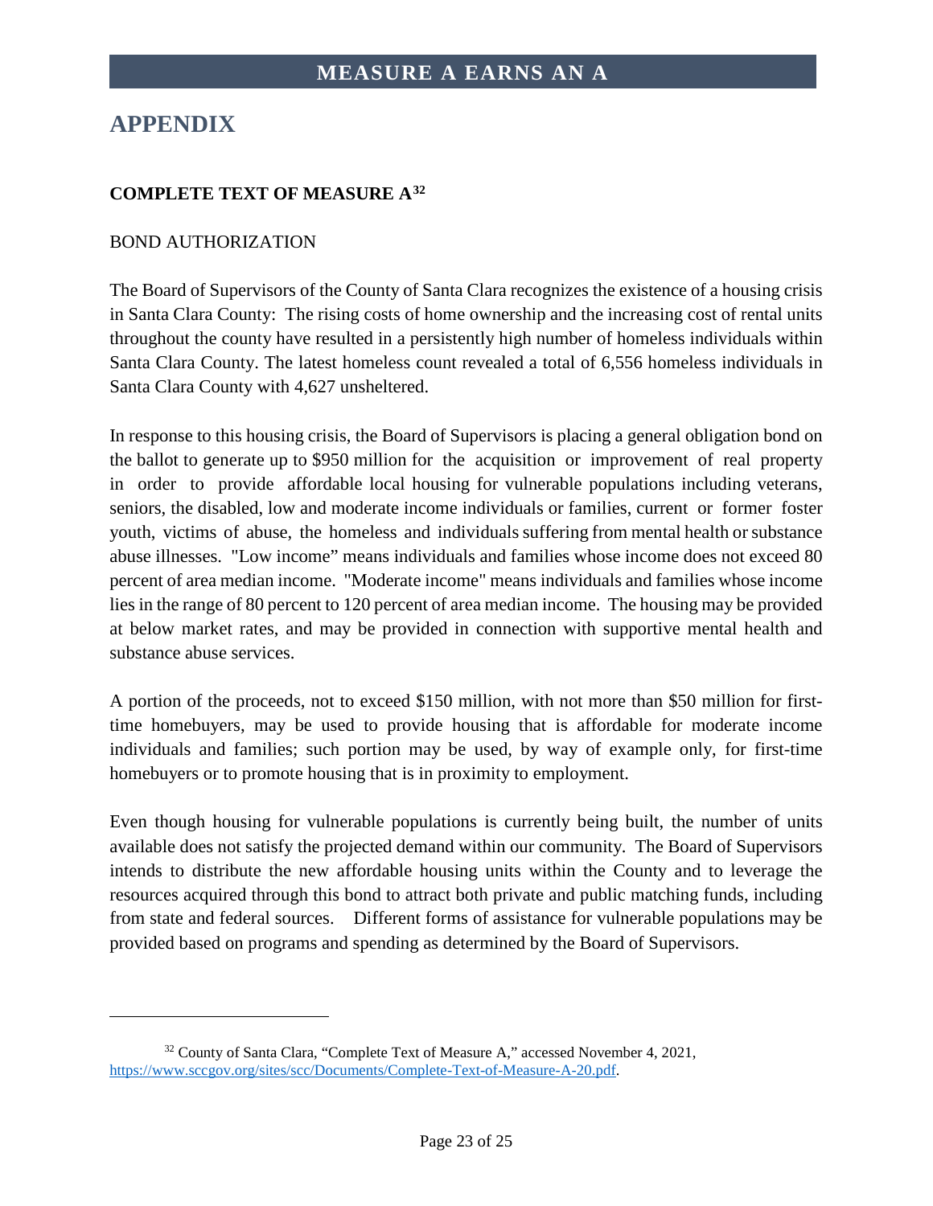# APPENDIX

### COMPLETE TEXT OF MEASURE A[32]

BOND AUTHORIZATION

The Board of Supervisors of the County of Santa Clara recognizes the existence of a housing crisis in Santa Clara County: The rising costs of home ownership and the increasing cost of rental units throughout the county have resulted in a persistently high number of homeless individuals within Santa Clara County. The latest homeless count revealed a total of 6,556 homeless individuals in Santa Clara County with 4,627 unsheltered.

In response to this housing crisis, the Board of Supervisors is placing a general obligation bond on the ballot to generate up to $950 million for the acquisition or improvement of real property in order to provide affordable local housing for vulnerable populations including veterans, seniors, the disabled, low and moderate income individuals or families, current or former foster youth, victims of abuse, the homeless and individuals suffering from mental health or substance abuse illnesses. "Low income" means individuals and families whose income does not exceed 80 percent of area median income. "Moderate income" means individuals and families whose income lies in the range of 80 percent to 120 percent of area median income. The housing may be provided at below market rates, and may be provided in connection with supportive mental health and substance abuse services.

A portion of the proceeds, not to exceed $150 million, with not more than $50 million for first-time homebuyers, may be used to provide housing that is affordable for moderate income individuals and families; such portion may be used, by way of example only, for first-time homebuyers or to promote housing that is in proximity to employment.

Even though housing for vulnerable populations is currently being built, the number of units available does not satisfy the projected demand within our community. The Board of Supervisors intends to distribute the new affordable housing units within the County and to leverage the resources acquired through this bond to attract both private and public matching funds, including from state and federal sources. Different forms of assistance for vulnerable populations may be provided based on programs and spending as determined by the Board of Supervisors.

---

[32] County of Santa Clara, "Complete Text of Measure A," accessed November 4, 2021, https://www.sccgov.org/sites/scc/Documents/Complete-Text-of-Measure-A-20.pdf.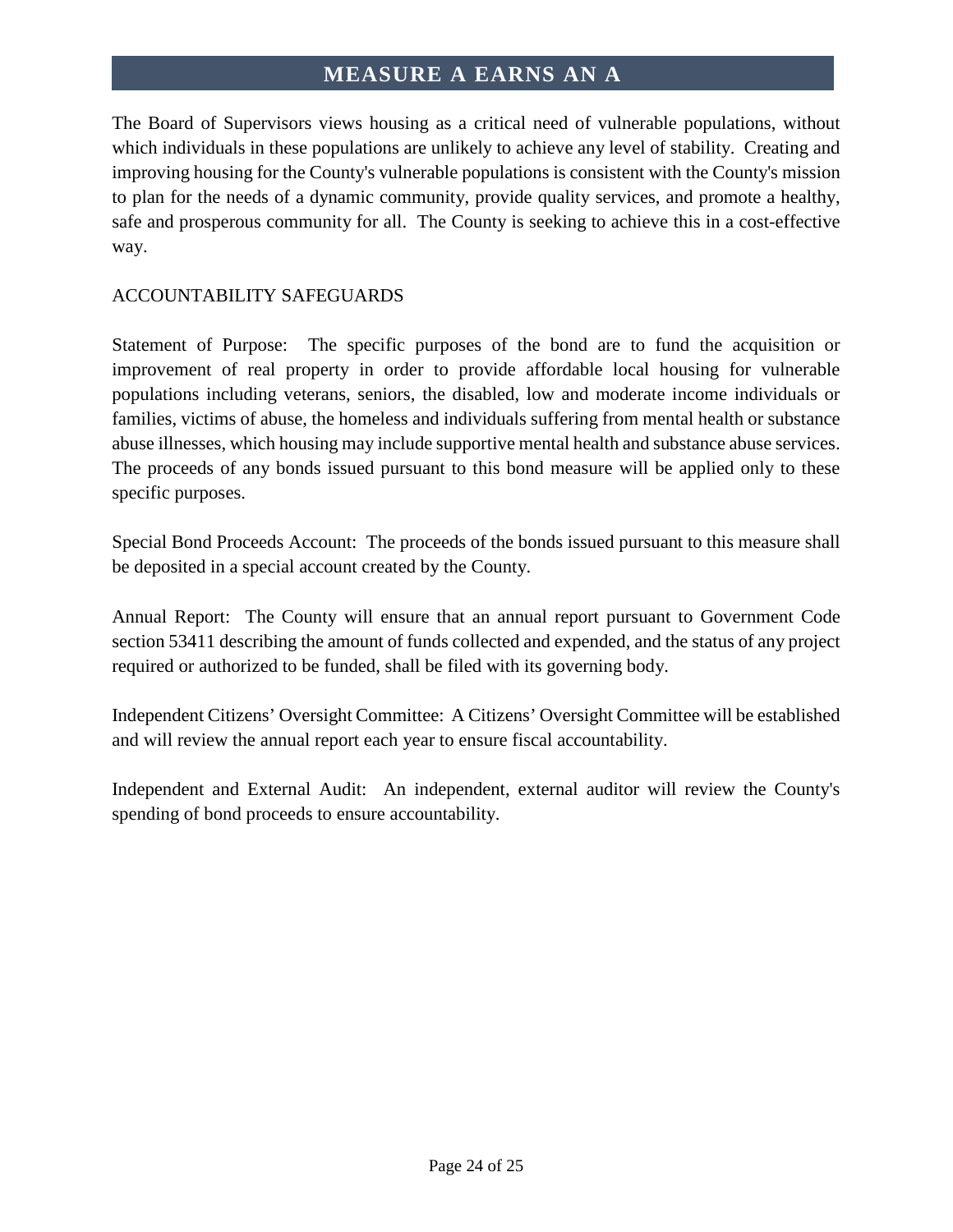# MEASURE A EARNS AN A

The Board of Supervisors views housing as a critical need of vulnerable populations, without which individuals in these populations are unlikely to achieve any level of stability. Creating and improving housing for the County's vulnerable populations is consistent with the County's mission to plan for the needs of a dynamic community, provide quality services, and promote a healthy, safe and prosperous community for all. The County is seeking to achieve this in a cost-effective way.

ACCOUNTABILITY SAFEGUARDS

Statement of Purpose: The specific purposes of the bond are to fund the acquisition or improvement of real property in order to provide affordable local housing for vulnerable populations including veterans, seniors, the disabled, low and moderate income individuals or families, victims of abuse, the homeless and individuals suffering from mental health or substance abuse illnesses, which housing may include supportive mental health and substance abuse services. The proceeds of any bonds issued pursuant to this bond measure will be applied only to these specific purposes.

Special Bond Proceeds Account: The proceeds of the bonds issued pursuant to this measure shall be deposited in a special account created by the County.

Annual Report: The County will ensure that an annual report pursuant to Government Code section 53411 describing the amount of funds collected and expended, and the status of any project required or authorized to be funded, shall be filed with its governing body.

Independent Citizens' Oversight Committee: A Citizens' Oversight Committee will be established and will review the annual report each year to ensure fiscal accountability.

Independent and External Audit: An independent, external auditor will review the County's spending of bond proceeds to ensure accountability.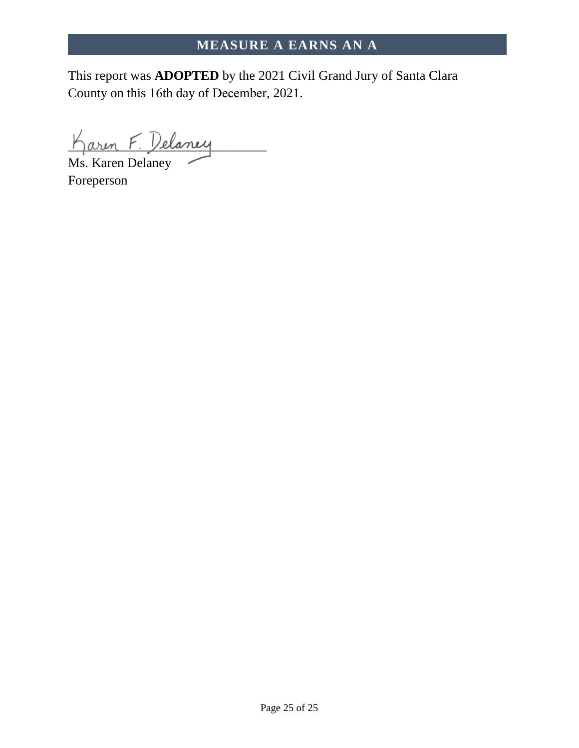## MEASURE A EARNS AN A

This report was **ADOPTED** by the 2021 Civil Grand Jury of Santa Clara County on this 16th day of December, 2021.

Karen F. Delaney
______________________________

Ms. Karen Delaney
Foreperson